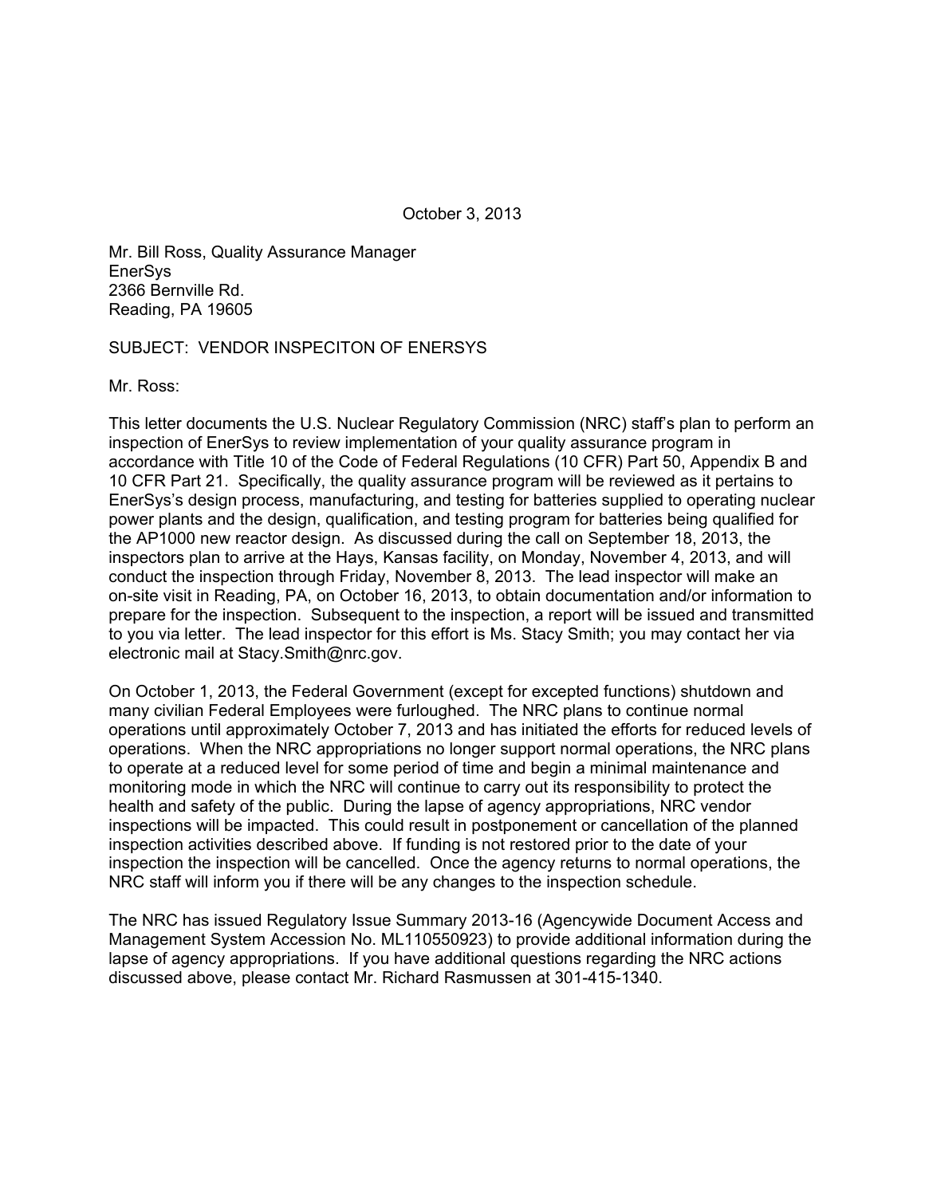October 3, 2013

Mr. Bill Ross, Quality Assurance Manager
EnerSys
2366 Bernville Rd.
Reading, PA 19605

SUBJECT: VENDOR INSPECITON OF ENERSYS

Mr. Ross:

This letter documents the U.S. Nuclear Regulatory Commission (NRC) staff's plan to perform an inspection of EnerSys to review implementation of your quality assurance program in accordance with Title 10 of the Code of Federal Regulations (10 CFR) Part 50, Appendix B and 10 CFR Part 21. Specifically, the quality assurance program will be reviewed as it pertains to EnerSys's design process, manufacturing, and testing for batteries supplied to operating nuclear power plants and the design, qualification, and testing program for batteries being qualified for the AP1000 new reactor design. As discussed during the call on September 18, 2013, the inspectors plan to arrive at the Hays, Kansas facility, on Monday, November 4, 2013, and will conduct the inspection through Friday, November 8, 2013. The lead inspector will make an on-site visit in Reading, PA, on October 16, 2013, to obtain documentation and/or information to prepare for the inspection. Subsequent to the inspection, a report will be issued and transmitted to you via letter. The lead inspector for this effort is Ms. Stacy Smith; you may contact her via electronic mail at Stacy.Smith@nrc.gov.

On October 1, 2013, the Federal Government (except for excepted functions) shutdown and many civilian Federal Employees were furloughed. The NRC plans to continue normal operations until approximately October 7, 2013 and has initiated the efforts for reduced levels of operations. When the NRC appropriations no longer support normal operations, the NRC plans to operate at a reduced level for some period of time and begin a minimal maintenance and monitoring mode in which the NRC will continue to carry out its responsibility to protect the health and safety of the public. During the lapse of agency appropriations, NRC vendor inspections will be impacted. This could result in postponement or cancellation of the planned inspection activities described above. If funding is not restored prior to the date of your inspection the inspection will be cancelled. Once the agency returns to normal operations, the NRC staff will inform you if there will be any changes to the inspection schedule.

The NRC has issued Regulatory Issue Summary 2013-16 (Agencywide Document Access and Management System Accession No. ML110550923) to provide additional information during the lapse of agency appropriations. If you have additional questions regarding the NRC actions discussed above, please contact Mr. Richard Rasmussen at 301-415-1340.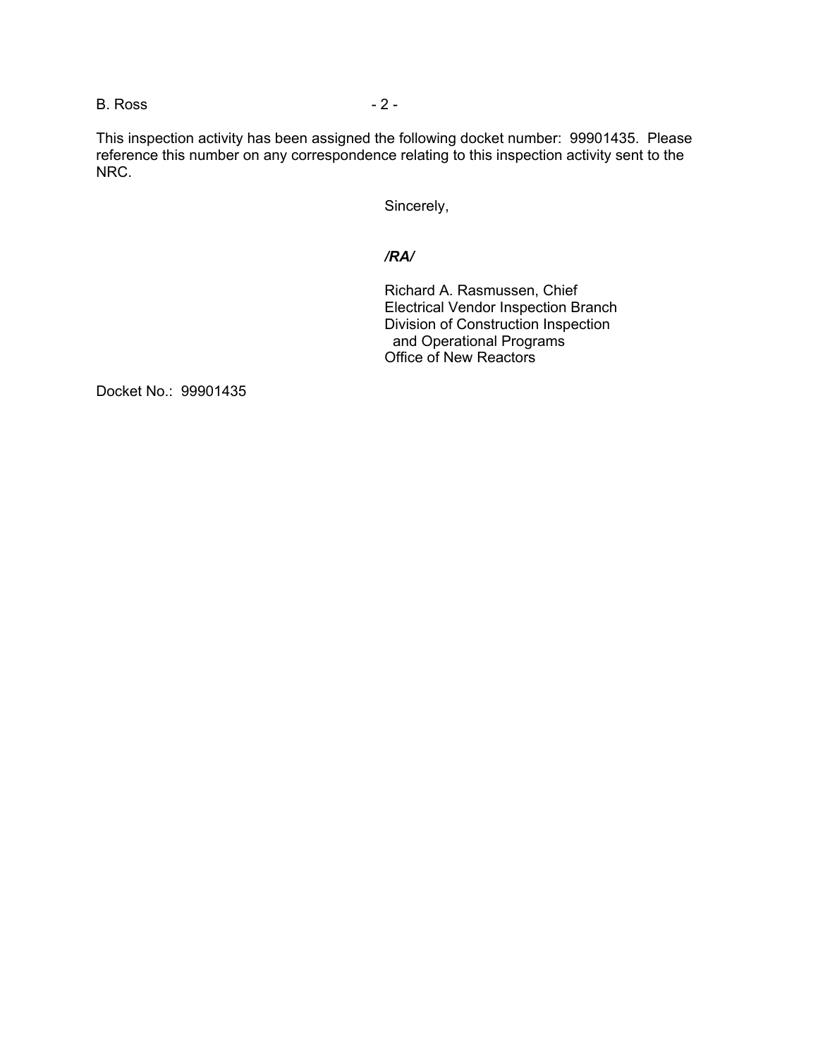This inspection activity has been assigned the following docket number: 99901435. Please reference this number on any correspondence relating to this inspection activity sent to the NRC.

Sincerely,

***/RA/***

Richard A. Rasmussen, Chief  
Electrical Vendor Inspection Branch  
Division of Construction Inspection  
and Operational Programs  
Office of New Reactors

Docket No.: 99901435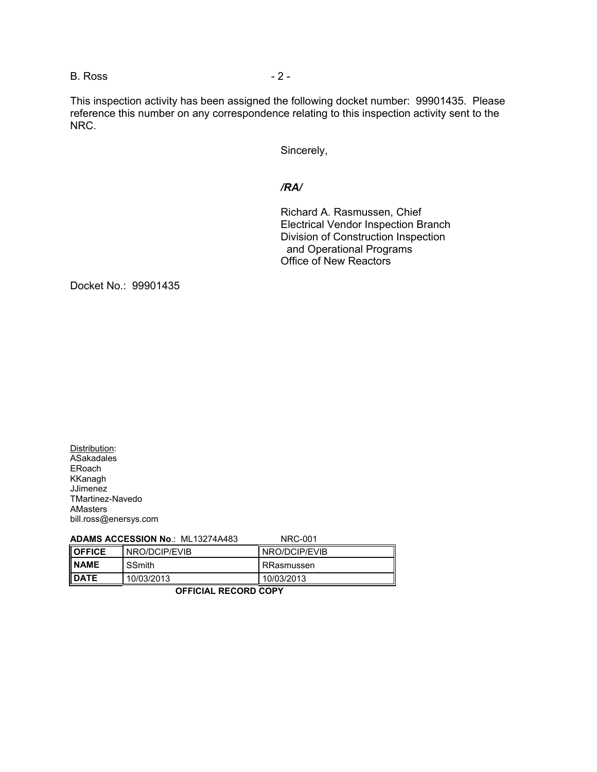This inspection activity has been assigned the following docket number: 99901435. Please reference this number on any correspondence relating to this inspection activity sent to the NRC.

Sincerely,

*/RA/*

Richard A. Rasmussen, Chief
Electrical Vendor Inspection Branch
Division of Construction Inspection
and Operational Programs
Office of New Reactors

Docket No.: 99901435

Distribution:
ASakadales
ERoach
KKanagh
JJimenez
TMartinez-Navedo
AMasters
bill.ross@enersys.com

**ADAMS ACCESSION No**.: ML13274A483 NRC-001

| | | |
|---|---|---|
| **OFFICE** | NRO/DCIP/EVIB | NRO/DCIP/EVIB |
| **NAME** | SSmith | RRasmussen |
| **DATE** | 10/03/2013 | 10/03/2013 |

**OFFICIAL RECORD COPY**